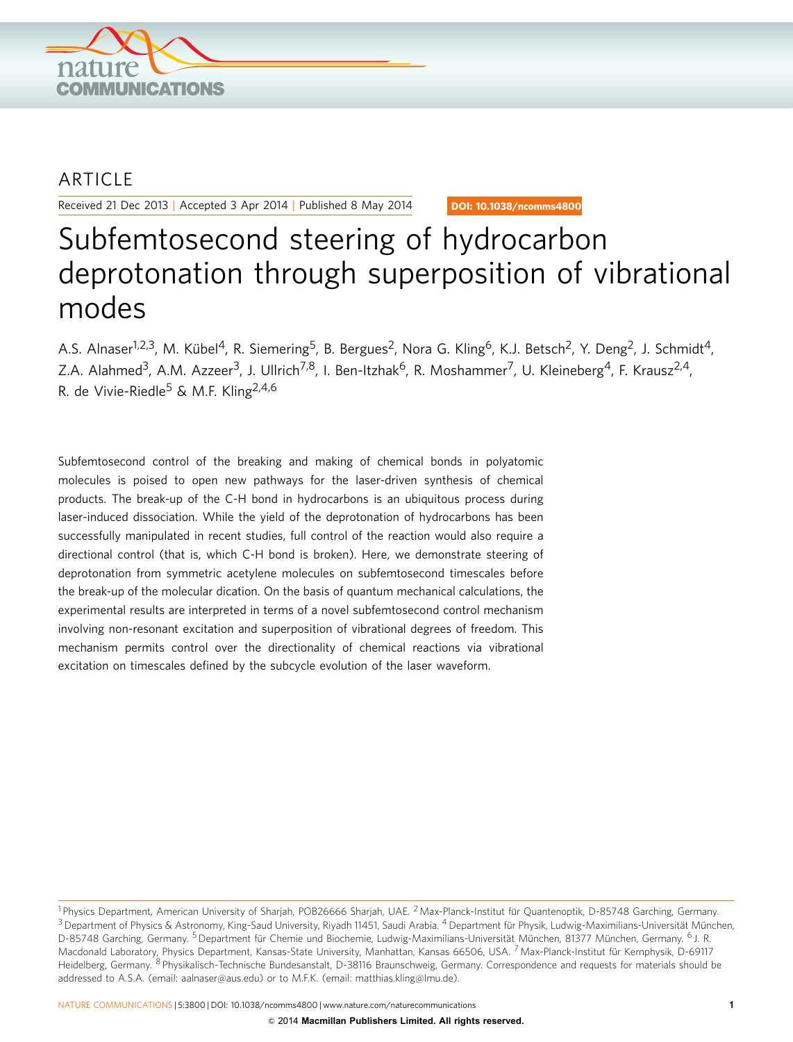ARTICLE

Received 21 Dec 2013 | Accepted 3 Apr 2014 | Published 8 May 2014

DOI: 10.1038/ncomms4800

# Subfemtosecond steering of hydrocarbon deprotonation through superposition of vibrational modes

A.S. Alnaser[1,2,3], M. Kübel[4], R. Siemering[5], B. Bergues[2], Nora G. Kling[6], K.J. Betsch[2], Y. Deng[2], J. Schmidt[4], Z.A. Alahmed[3], A.M. Azzeer[3], J. Ullrich[7,8], I. Ben-Itzhak[6], R. Moshammer[7], U. Kleineberg[4], F. Krausz[2,4], R. de Vivie-Riedle[5] & M.F. Kling[2,4,6]

Subfemtosecond control of the breaking and making of chemical bonds in polyatomic molecules is poised to open new pathways for the laser-driven synthesis of chemical products. The break-up of the C-H bond in hydrocarbons is an ubiquitous process during laser-induced dissociation. While the yield of the deprotonation of hydrocarbons has been successfully manipulated in recent studies, full control of the reaction would also require a directional control (that is, which C-H bond is broken). Here, we demonstrate steering of deprotonation from symmetric acetylene molecules on subfemtosecond timescales before the break-up of the molecular dication. On the basis of quantum mechanical calculations, the experimental results are interpreted in terms of a novel subfemtosecond control mechanism involving non-resonant excitation and superposition of vibrational degrees of freedom. This mechanism permits control over the directionality of chemical reactions via vibrational excitation on timescales defined by the subcycle evolution of the laser waveform.

[1] Physics Department, American University of Sharjah, POB26666 Sharjah, UAE. [2] Max-Planck-Institut für Quantenoptik, D-85748 Garching, Germany. [3] Department of Physics & Astronomy, King-Saud University, Riyadh 11451, Saudi Arabia. [4] Department für Physik, Ludwig-Maximilians-Universität München, D-85748 Garching, Germany. [5] Department für Chemie und Biochemie, Ludwig-Maximilians-Universität München, 81377 München, Germany. [6] J. R. Macdonald Laboratory, Physics Department, Kansas-State University, Manhattan, Kansas 66506, USA. [7] Max-Planck-Institut für Kernphysik, D-69117 Heidelberg, Germany. [8] Physikalisch-Technische Bundesanstalt, D-38116 Braunschweig, Germany. Correspondence and requests for materials should be addressed to A.S.A. (email: aalnaser@aus.edu) or to M.F.K. (email: matthias.kling@lmu.de).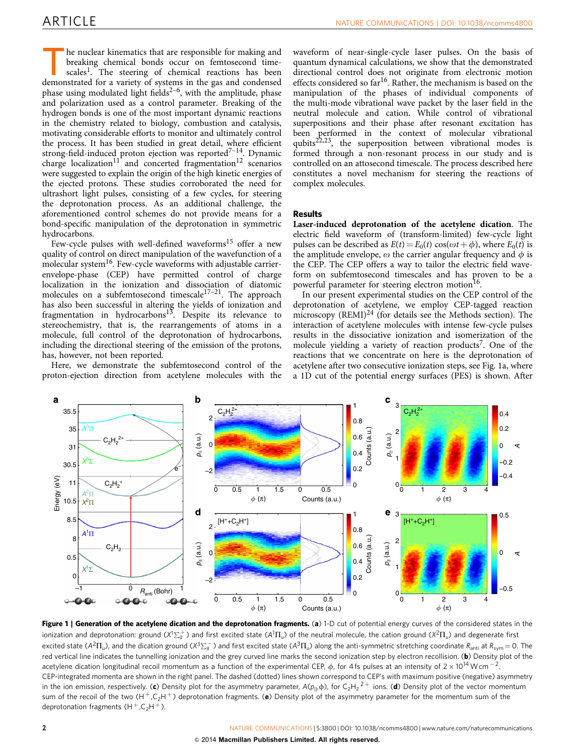The nuclear kinematics that are responsible for making and breaking chemical bonds occur on femtosecond timescales[1]. The steering of chemical reactions has been demonstrated for a variety of systems in the gas and condensed phase using modulated light fields[2–6], with the amplitude, phase and polarization used as a control parameter. Breaking of the hydrogen bonds is one of the most important dynamic reactions in the chemistry related to biology, combustion and catalysis, motivating considerable efforts to monitor and ultimately control the process. It has been studied in great detail, where efficient strong-field-induced proton ejection was reported[7–14]. Dynamic charge localization[11] and concerted fragmentation[12] scenarios were suggested to explain the origin of the high kinetic energies of the ejected protons. These studies corroborated the need for ultrashort light pulses, consisting of a few cycles, for steering the deprotonation process. As an additional challenge, the aforementioned control schemes do not provide means for a bond-specific manipulation of the deprotonation in symmetric hydrocarbons.

Few-cycle pulses with well-defined waveforms[15] offer a new quality of control on direct manipulation of the wavefunction of a molecular system[16]. Few-cycle waveforms with adjustable carrier-envelope-phase (CEP) have permitted control of charge localization in the ionization and dissociation of diatomic molecules on a subfemtosecond timescale[17–21]. The approach has also been successful in altering the yields of ionization and fragmentation in hydrocarbons[13]. Despite its relevance to stereochemistry, that is, the rearrangements of atoms in a molecule, full control of the deprotonation of hydrocarbons, including the directional steering of the emission of the protons, has, however, not been reported.

Here, we demonstrate the subfemtosecond control of the proton-ejection direction from acetylene molecules with the waveform of near-single-cycle laser pulses. On the basis of quantum dynamical calculations, we show that the demonstrated directional control does not originate from electronic motion effects considered so far[16]. Rather, the mechanism is based on the manipulation of the phases of individual components of the multi-mode vibrational wave packet by the laser field in the neutral molecule and cation. While control of vibrational superpositions and their phase after resonant excitation has been performed in the context of molecular vibrational qubits[22,23], the superposition between vibrational modes is formed through a non-resonant process in our study and is controlled on an attosecond timescale. The process described here constitutes a novel mechanism for steering the reactions of complex molecules.

## Results

**Laser-induced deprotonation of the acetylene dication.** The electric field waveform of (transform-limited) few-cycle light pulses can be described as $E(t) = E_0(t)\cos(\omega t + \phi)$, where $E_0(t)$ is the amplitude envelope, $\omega$ the carrier angular frequency and $\phi$ is the CEP. The CEP offers a way to tailor the electric field waveform on subfemtosecond timescales and has proven to be a powerful parameter for steering electron motion[16].

In our present experimental studies on the CEP control of the deprotonation of acetylene, we employ CEP-tagged reaction microscopy (REMI)[24] (for details see the Methods section). The interaction of acetylene molecules with intense few-cycle pulses results in the dissociative ionization and isomerization of the molecule yielding a variety of reaction products[7]. One of the reactions that we concentrate on here is the deprotonation of acetylene after two consecutive ionization steps, see Fig. 1a, where a 1D cut of the potential energy surfaces (PES) is shown. After

**Figure 1 | Generation of the acetylene dication and the deprotonation fragments.** (**a**) 1-D cut of potential energy curves of the considered states in the ionization and deprotonation: ground ($X^1\Sigma_g^+$) and first excited state ($A^1\Pi_u$) of the neutral molecule, the cation ground ($X^2\Pi_u$) and degenerate first excited state ($A^2\Pi_u$), and the dication ground ($X^3\Sigma_g^-$) and first excited state ($A^3\Pi_u$) along the anti-symmetric stretching coordinate $R_{anti}$ at $R_{sym} = 0$. The red vertical line indicates the tunnelling ionization and the grey curved line marks the second ionization step by electron recollision. (**b**) Density plot of the acetylene dication longitudinal recoil momentum as a function of the experimental CEP, $\phi$, for 4 fs pulses at an intensity of $2\times10^{14}$ W cm$^{-2}$. CEP-integrated momenta are shown in the right panel. The dashed (dotted) lines shown correspond to CEP's with maximum positive (negative) asymmetry in the ion emission, respectively. (**c**) Density plot for the asymmetry parameter, $A(p_{\|},\phi)$, for $C_2H_2^{2+}$ ions. (**d**) Density plot of the vector momentum sum of the recoil of the two ($H^+$,$C_2H^+$) deprotonation fragments. (**e**) Density plot of the asymmetry parameter for the momentum sum of the deprotonation fragments ($H^+$,$C_2H^+$).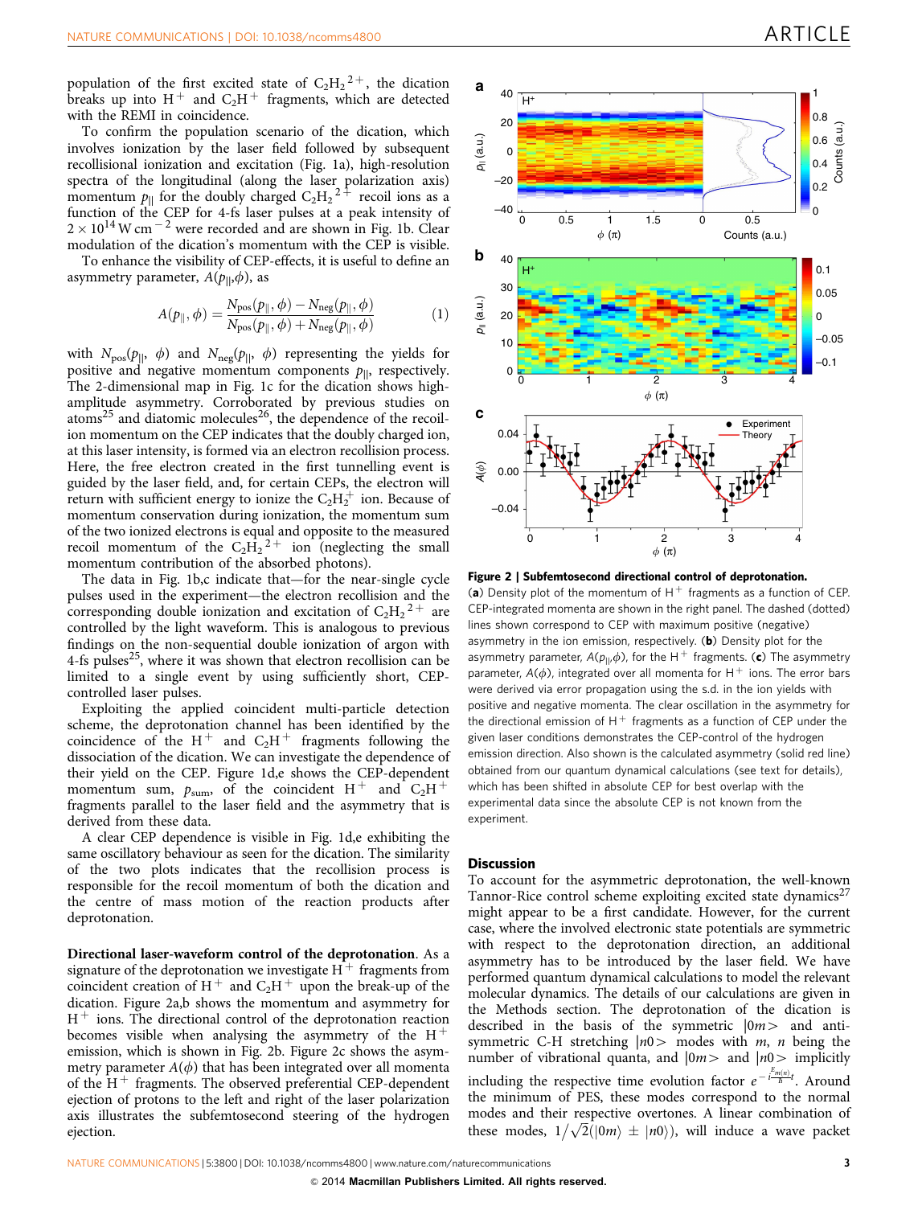population of the first excited state of $C_2H_2^{2+}$, the dication breaks up into $H^+$ and $C_2H^+$ fragments, which are detected with the REMI in coincidence.

To confirm the population scenario of the dication, which involves ionization by the laser field followed by subsequent recollisional ionization and excitation (Fig. 1a), high-resolution spectra of the longitudinal (along the laser polarization axis) momentum $p_{||}$ for the doubly charged $C_2H_2^{2+}$ recoil ions as a function of the CEP for 4-fs laser pulses at a peak intensity of $2 \times 10^{14}$ W cm$^{-2}$ were recorded and are shown in Fig. 1b. Clear modulation of the dication's momentum with the CEP is visible.

To enhance the visibility of CEP-effects, it is useful to define an asymmetry parameter, $A(p_{||},\phi)$, as

$$A(p_{||},\phi) = \frac{N_{\mathrm{pos}}(p_{||},\phi) - N_{\mathrm{neg}}(p_{||},\phi)}{N_{\mathrm{pos}}(p_{||},\phi) + N_{\mathrm{neg}}(p_{||},\phi)} \quad (1)$$

with $N_{\mathrm{pos}}(p_{||}, \phi)$ and $N_{\mathrm{neg}}(p_{||}, \phi)$ representing the yields for positive and negative momentum components $p_{||}$, respectively. The 2-dimensional map in Fig. 1c for the dication shows high-amplitude asymmetry. Corroborated by previous studies on atoms[25] and diatomic molecules[26], the dependence of the recoil-ion momentum on the CEP indicates that the doubly charged ion, at this laser intensity, is formed via an electron recollision process. Here, the free electron created in the first tunnelling event is guided by the laser field, and, for certain CEPs, the electron will return with sufficient energy to ionize the $C_2H_2^+$ ion. Because of momentum conservation during ionization, the momentum sum of the two ionized electrons is equal and opposite to the measured recoil momentum of the $C_2H_2^{2+}$ ion (neglecting the small momentum contribution of the absorbed photons).

The data in Fig. 1b,c indicate that—for the near-single cycle pulses used in the experiment—the electron recollision and the corresponding double ionization and excitation of $C_2H_2^{2+}$ are controlled by the light waveform. This is analogous to previous findings on the non-sequential double ionization of argon with 4-fs pulses[25], where it was shown that electron recollision can be limited to a single event by using sufficiently short, CEP-controlled laser pulses.

Exploiting the applied coincident multi-particle detection scheme, the deprotonation channel has been identified by the coincidence of the $H^+$ and $C_2H^+$ fragments following the dissociation of the dication. We can investigate the dependence of their yield on the CEP. Figure 1d,e shows the CEP-dependent momentum sum, $p_{\mathrm{sum}}$, of the coincident $H^+$ and $C_2H^+$ fragments parallel to the laser field and the asymmetry that is derived from these data.

A clear CEP dependence is visible in Fig. 1d,e exhibiting the same oscillatory behaviour as seen for the dication. The similarity of the two plots indicates that the recollision process is responsible for the recoil momentum of both the dication and the centre of mass motion of the reaction products after deprotonation.

**Directional laser-waveform control of the deprotonation.** As a signature of the deprotonation we investigate $H^+$ fragments from coincident creation of $H^+$ and $C_2H^+$ upon the break-up of the dication. Figure 2a,b shows the momentum and asymmetry for $H^+$ ions. The directional control of the deprotonation reaction becomes visible when analysing the asymmetry of the $H^+$ emission, which is shown in Fig. 2b. Figure 2c shows the asymmetry parameter $A(\phi)$ that has been integrated over all momenta of the $H^+$ fragments. The observed preferential CEP-dependent ejection of protons to the left and right of the laser polarization axis illustrates the subfemtosecond steering of the hydrogen ejection.

**Figure 2 | Subfemtosecond directional control of deprotonation.** (**a**) Density plot of the momentum of $H^+$ fragments as a function of CEP. CEP-integrated momenta are shown in the right panel. The dashed (dotted) lines shown correspond to CEP with maximum positive (negative) asymmetry in the ion emission, respectively. (**b**) Density plot for the asymmetry parameter, $A(p_{||},\phi)$, for the $H^+$ fragments. (**c**) The asymmetry parameter, $A(\phi)$, integrated over all momenta for $H^+$ ions. The error bars were derived via error propagation using the s.d. in the ion yields with positive and negative momenta. The clear oscillation in the asymmetry for the directional emission of $H^+$ fragments as a function of CEP under the given laser conditions demonstrates the CEP-control of the hydrogen emission direction. Also shown is the calculated asymmetry (solid red line) obtained from our quantum dynamical calculations (see text for details), which has been shifted in absolute CEP for best overlap with the experimental data since the absolute CEP is not known from the experiment.

## Discussion

To account for the asymmetric deprotonation, the well-known Tannor-Rice control scheme exploiting excited state dynamics[27] might appear to be a first candidate. However, for the current case, where the involved electronic state potentials are symmetric with respect to the deprotonation direction, an additional asymmetry has to be introduced by the laser field. We have performed quantum dynamical calculations to model the relevant molecular dynamics. The details of our calculations are given in the Methods section. The deprotonation of the dication is described in the basis of the symmetric $|0m\rangle$ and anti-symmetric C-H stretching $|n0\rangle$ modes with $m$, $n$ being the number of vibrational quanta, and $|0m\rangle$ and $|n0\rangle$ implicitly including the respective time evolution factor $e^{-i\frac{E_{m(n)}}{\hbar}t}$. Around the minimum of PES, these modes correspond to the normal modes and their respective overtones. A linear combination of these modes, $1/\sqrt{2}(|0m\rangle \pm |n0\rangle)$, will induce a wave packet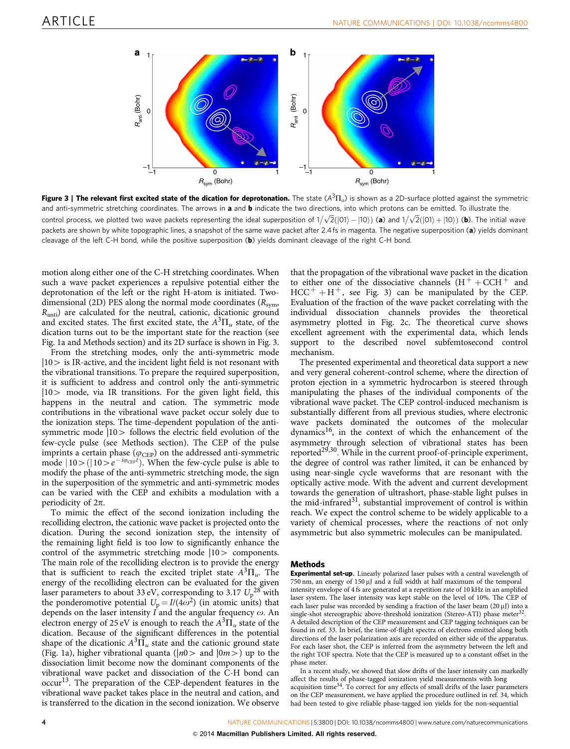**Figure 3 | The relevant first excited state of the dication for deprotonation.** The state ($A^3\Pi_u$) is shown as a 2D-surface plotted against the symmetric and anti-symmetric stretching coordinates. The arrows in **a** and **b** indicate the two directions, into which protons can be emitted. To illustrate the control process, we plotted two wave packets representing the ideal superposition of $1/\sqrt{2}(|01\rangle - |10\rangle)$ (**a**) and $1/\sqrt{2}(|01\rangle + |10\rangle)$ (**b**). The initial wave packets are shown by white topographic lines, a snapshot of the same wave packet after 2.4 fs in magenta. The negative superposition (**a**) yields dominant cleavage of the left C-H bond, while the positive superposition (**b**) yields dominant cleavage of the right C-H bond.

motion along either one of the C-H stretching coordinates. When such a wave packet experiences a repulsive potential either the deprotonation of the left or the right H-atom is initiated. Two-dimensional (2D) PES along the normal mode coordinates ($R_{sym}$, $R_{anti}$) are calculated for the neutral, cationic, dicationic ground and excited states. The first excited state, the $A^3\Pi_u$ state, of the dication turns out to be the important state for the reaction (see Fig. 1a and Methods section) and its 2D surface is shown in Fig. 3.

From the stretching modes, only the anti-symmetric mode $|10>$ is IR-active, and the incident light field is not resonant with the vibrational transitions. To prepare the required superposition, it is sufficient to address and control only the anti-symmetric $|10>$ mode, via IR transitions. For the given light field, this happens in the neutral and cation. The symmetric mode contributions in the vibrational wave packet occur solely due to the ionization steps. The time-dependent population of the anti-symmetric mode $|10>$ follows the electric field evolution of the few-cycle pulse (see Methods section). The CEP of the pulse imprints a certain phase ($\varphi_{CEP}$) on the addressed anti-symmetric mode $|10>(|10>e^{-i\varphi_{CEP}t})$. When the few-cycle pulse is able to modify the phase of the anti-symmetric stretching mode, the sign in the superposition of the symmetric and anti-symmetric modes can be varied with the CEP and exhibits a modulation with a periodicity of $2\pi$.

To mimic the effect of the second ionization including the recolliding electron, the cationic wave packet is projected onto the dication. During the second ionization step, the intensity of the remaining light field is too low to significantly enhance the control of the asymmetric stretching mode $|10>$ components. The main role of the recolliding electron is to provide the energy that is sufficient to reach the excited triplet state $A^3\Pi_u$. The energy of the recolliding electron can be evaluated for the given laser parameters to about 33 eV, corresponding to 3.17 $U_p$[28] with the ponderomotive potential $U_p = I/(4\omega^2)$ (in atomic units) that depends on the laser intensity $I$ and the angular frequency $\omega$. An electron energy of 25 eV is enough to reach the $A^3\Pi_u$ state of the dication. Because of the significant differences in the potential shape of the dicationic $A^3\Pi_u$ state and the cationic ground state (Fig. 1a), higher vibrational quanta ($|n0>$ and $|0m>$) up to the dissociation limit become now the dominant components of the vibrational wave packet and dissociation of the C-H bond can occur[13]. The preparation of the CEP-dependent features in the vibrational wave packet takes place in the neutral and cation, and is transferred to the dication in the second ionization. We observe that the propagation of the vibrational wave packet in the dication to either one of the dissociative channels ($H^+ + CCH^+$ and $HCC^+ + H^+$, see Fig. 3) can be manipulated by the CEP. Evaluation of the fraction of the wave packet correlating with the individual dissociation channels provides the theoretical asymmetry plotted in Fig. 2c. The theoretical curve shows excellent agreement with the experimental data, which lends support to the described novel subfemtosecond control mechanism.

The presented experimental and theoretical data support a new and very general coherent-control scheme, where the direction of proton ejection in a symmetric hydrocarbon is steered through manipulating the phases of the individual components of the vibrational wave packet. The CEP control-induced mechanism is substantially different from all previous studies, where electronic wave packets dominated the outcomes of the molecular dynamics[16], in the context of which the enhancement of the asymmetry through selection of vibrational states has been reported[29,30]. While in the current proof-of-principle experiment, the degree of control was rather limited, it can be enhanced by using near-single cycle waveforms that are resonant with the optically active mode. With the advent and current development towards the generation of ultrashort, phase-stable light pulses in the mid-infrared[31], substantial improvement of control is within reach. We expect the control scheme to be widely applicable to a variety of chemical processes, where the reactions of not only asymmetric but also symmetric molecules can be manipulated.

## Methods

**Experimental set-up.** Linearly polarized laser pulses with a central wavelength of 750 nm, an energy of 150 μJ and a full width at half maximum of the temporal intensity envelope of 4 fs are generated at a repetition rate of 10 kHz in an amplified laser system. The laser intensity was kept stable on the level of 10%. The CEP of each laser pulse was recorded by sending a fraction of the laser beam (20 μJ) into a single-shot stereographic above-threshold ionization (Stereo-ATI) phase meter[32]. A detailed description of the CEP measurement and CEP tagging techniques can be found in ref. 33. In brief, the time-of-flight spectra of electrons emitted along both directions of the laser polarization axis are recorded on either side of the apparatus. For each laser shot, the CEP is inferred from the asymmetry between the left and the right TOF spectra. Note that the CEP is measured up to a constant offset in the phase meter.

In a recent study, we showed that slow drifts of the laser intensity can markedly affect the results of phase-tagged ionization yield measurements with long acquisition time[34]. To correct for any effects of small drifts of the laser parameters on the CEP measurement, we have applied the procedure outlined in ref. 34, which had been tested to give reliable phase-tagged ion yields for the non-sequential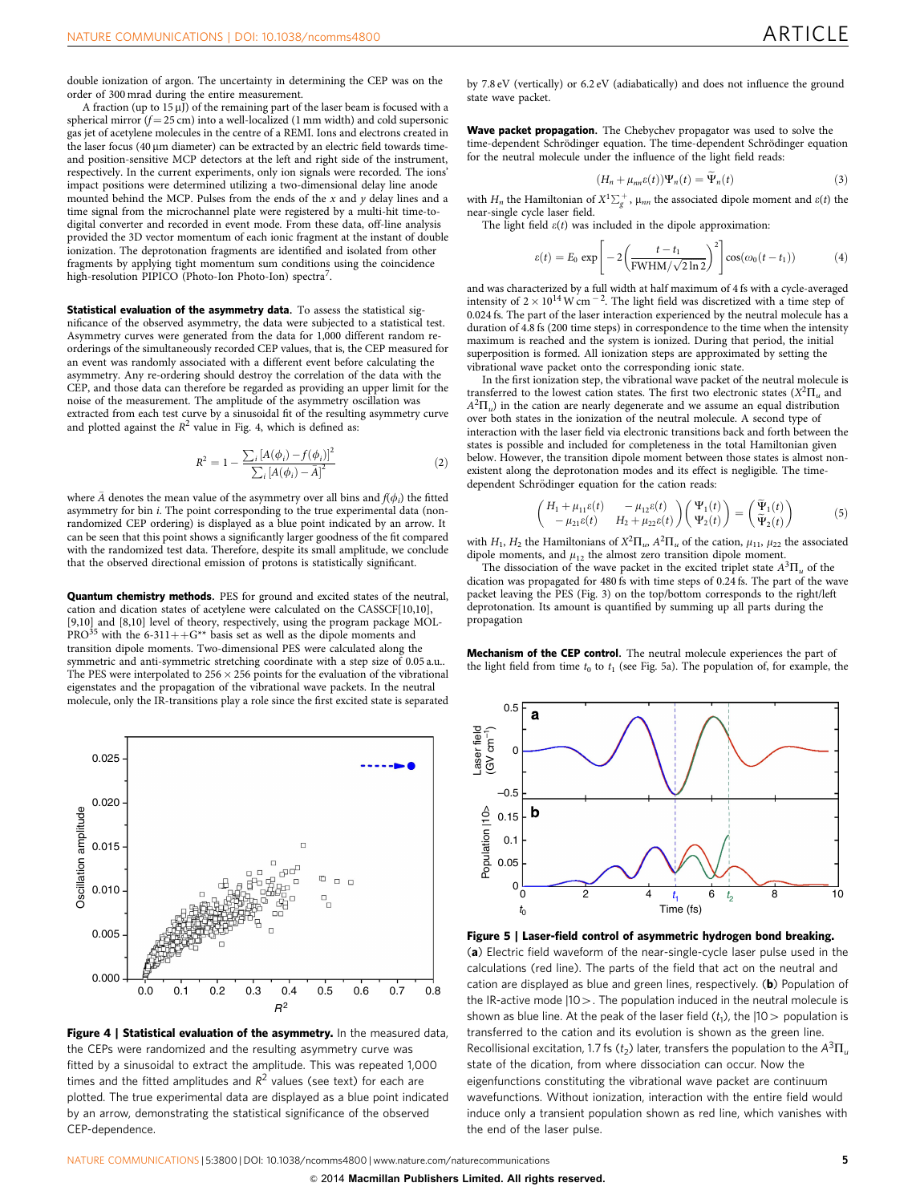double ionization of argon. The uncertainty in determining the CEP was on the order of 300 mrad during the entire measurement.

A fraction (up to 15 μJ) of the remaining part of the laser beam is focused with a spherical mirror ($f = 25$ cm) into a well-localized (1 mm width) and cold supersonic gas jet of acetylene molecules in the centre of a REMI. Ions and electrons created in the laser focus (40 μm diameter) can be extracted by an electric field towards time- and position-sensitive MCP detectors at the left and right side of the instrument, respectively. In the current experiments, only ion signals were recorded. The ions' impact positions were determined utilizing a two-dimensional delay line anode mounted behind the MCP. Pulses from the ends of the $x$ and $y$ delay lines and a time signal from the microchannel plate were registered by a multi-hit time-to-digital converter and recorded in event mode. From these data, off-line analysis provided the 3D vector momentum of each ionic fragment at the instant of double ionization. The deprotonation fragments are identified and isolated from other fragments by applying tight momentum sum conditions using the coincidence high-resolution PIPICO (Photo-Ion Photo-Ion) spectra[7].

**Statistical evaluation of the asymmetry data.** To assess the statistical significance of the observed asymmetry, the data were subjected to a statistical test. Asymmetry curves were generated from the data for 1,000 different random re-orderings of the simultaneously recorded CEP values, that is, the CEP measured for an event was randomly associated with a different event before calculating the asymmetry. Any re-ordering should destroy the correlation of the data with the CEP, and those data can therefore be regarded as providing an upper limit for the noise of the measurement. The amplitude of the asymmetry oscillation was extracted from each test curve by a sinusoidal fit of the resulting asymmetry curve and plotted against the $R^2$ value in Fig. 4, which is defined as:

$$R^2 = 1 - \frac{\sum_i [A(\phi_i) - f(\phi_i)]^2}{\sum_i [A(\phi_i) - \bar{A}]^2} \qquad (2)$$

where $\bar{A}$ denotes the mean value of the asymmetry over all bins and $f(\phi_i)$ the fitted asymmetry for bin $i$. The point corresponding to the true experimental data (non-randomized CEP ordering) is displayed as a blue point indicated by an arrow. It can be seen that this point shows a significantly larger goodness of the fit compared with the randomized test data. Therefore, despite its small amplitude, we conclude that the observed directional emission of protons is statistically significant.

**Quantum chemistry methods.** PES for ground and excited states of the neutral, cation and dication states of acetylene were calculated on the CASSCF[10,10], [9,10] and [8,10] level of theory, respectively, using the program package MOLPRO[35] with the 6-311++G** basis set as well as the dipole moments and transition dipole moments. Two-dimensional PES were calculated along the symmetric and anti-symmetric stretching coordinate with a step size of 0.05 a.u.. The PES were interpolated to $256 \times 256$ points for the evaluation of the vibrational eigenstates and the propagation of the vibrational wave packets. In the neutral molecule, only the IR-transitions play a role since the first excited state is separated by 7.8 eV (vertically) or 6.2 eV (adiabatically) and does not influence the ground state wave packet.

**Figure 4 | Statistical evaluation of the asymmetry.** In the measured data, the CEPs were randomized and the resulting asymmetry curve was fitted by a sinusoidal to extract the amplitude. This was repeated 1,000 times and the fitted amplitudes and $R^2$ values (see text) for each are plotted. The true experimental data are displayed as a blue point indicated by an arrow, demonstrating the statistical significance of the observed CEP-dependence.

**Wave packet propagation.** The Chebychev propagator was used to solve the time-dependent Schrödinger equation. The time-dependent Schrödinger equation for the neutral molecule under the influence of the light field reads:

$$(H_n + \mu_{nn}\varepsilon(t))\Psi_n(t) = \dot{\Psi}_n(t) \qquad (3)$$

with $H_n$ the Hamiltonian of $X^1\Sigma_g^+$, $\mu_{nn}$ the associated dipole moment and $\varepsilon(t)$ the near-single cycle laser field.

The light field $\varepsilon(t)$ was included in the dipole approximation:

$$\varepsilon(t) = E_0 \exp\left[-2\left(\frac{t - t_1}{\mathrm{FWHM}/\sqrt{2\ln 2}}\right)^2\right]\cos(\omega_0(t - t_1)) \qquad (4)$$

and was characterized by a full width at half maximum of 4 fs with a cycle-averaged intensity of $2 \times 10^{14}$ W cm$^{-2}$. The light field was discretized with a time step of 0.024 fs. The part of the laser interaction experienced by the neutral molecule has a duration of 4.8 fs (200 time steps) in correspondence to the time when the intensity maximum is reached and the system is ionized. During that period, the initial superposition is formed. All ionization steps are approximated by setting the vibrational wave packet onto the corresponding ionic state.

In the first ionization step, the vibrational wave packet of the neutral molecule is transferred to the lowest cation states. The first two electronic states ($X^2\Pi_u$ and $A^2\Pi_u$) in the cation are nearly degenerate and we assume an equal distribution over both states in the ionization of the neutral molecule. A second type of interaction with the laser field via electronic transitions back and forth between the states is possible and included for completeness in the total Hamiltonian given below. However, the transition dipole moment between those states is almost non-existent along the deprotonation modes and its effect is negligible. The time-dependent Schrödinger equation for the cation reads:

$$\begin{pmatrix} H_1 + \mu_{11}\varepsilon(t) & -\mu_{12}\varepsilon(t) \\ -\mu_{21}\varepsilon(t) & H_2 + \mu_{22}\varepsilon(t) \end{pmatrix}\begin{pmatrix} \Psi_1(t) \\ \Psi_2(t) \end{pmatrix} = \begin{pmatrix} \dot{\Psi}_1(t) \\ \dot{\Psi}_2(t) \end{pmatrix} \qquad (5)$$

with $H_1$, $H_2$ the Hamiltonians of $X^2\Pi_u$, $A^2\Pi_u$ of the cation, $\mu_{11}$, $\mu_{22}$ the associated dipole moments, and $\mu_{12}$ the almost zero transition dipole moment.

The dissociation of the wave packet in the excited triplet state $A^3\Pi_u$ of the dication was propagated for 480 fs with time steps of 0.24 fs. The part of the wave packet leaving the PES (Fig. 3) on the top/bottom corresponds to the right/left deprotonation. Its amount is quantified by summing up all parts during the propagation

**Mechanism of the CEP control.** The neutral molecule experiences the part of the light field from time $t_0$ to $t_1$ (see Fig. 5a). The population of, for example, the

**Figure 5 | Laser-field control of asymmetric hydrogen bond breaking.** (**a**) Electric field waveform of the near-single-cycle laser pulse used in the calculations (red line). The parts of the field that act on the neutral and cation are displayed as blue and green lines, respectively. (**b**) Population of the IR-active mode |10>. The population induced in the neutral molecule is shown as blue line. At the peak of the laser field ($t_1$), the |10> population is transferred to the cation and its evolution is shown as the green line. Recollisional excitation, 1.7 fs ($t_2$) later, transfers the population to the $A^3\Pi_u$ state of the dication, from where dissociation can occur. Now the eigenfunctions constituting the vibrational wave packet are continuum wavefunctions. Without ionization, interaction with the entire field would induce only a transient population shown as red line, which vanishes with the end of the laser pulse.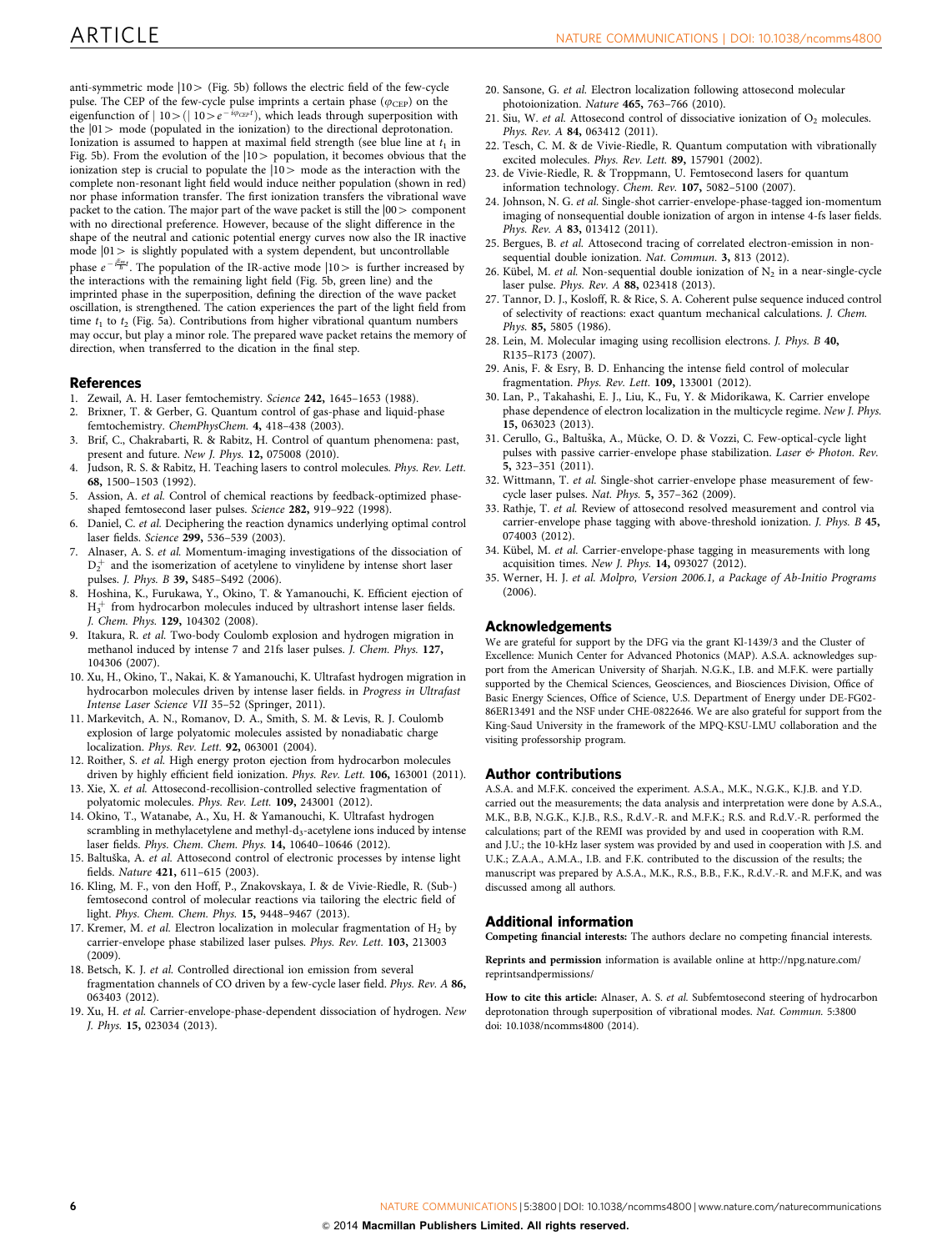anti-symmetric mode $|10>$ (Fig. 5b) follows the electric field of the few-cycle pulse. The CEP of the few-cycle pulse imprints a certain phase ($\varphi_{CEP}$) on the eigenfunction of $|10>$ ($|10> e^{-i\varphi_{CEP}t}$), which leads through superposition with the $|01>$ mode (populated in the ionization) to the directional deprotonation. Ionization is assumed to happen at maximal field strength (see blue line at $t_1$ in Fig. 5b). From the evolution of the $|10>$ population, it becomes obvious that the ionization step is crucial to populate the $|10>$ mode as the interaction with the complete non-resonant light field would induce neither population (shown in red) nor phase information transfer. The first ionization transfers the vibrational wave packet to the cation. The major part of the wave packet is still the $|00>$ component with no directional preference. However, because of the slight difference in the shape of the neutral and cationic potential energy curves now also the IR inactive mode $|01>$ is slightly populated with a system dependent, but uncontrollable phase $e^{-\frac{iE_{01}t}{\hbar}}$. The population of the IR-active mode $|10>$ is further increased by the interactions with the remaining light field (Fig. 5b, green line) and the imprinted phase in the superposition, defining the direction of the wave packet oscillation, is strengthened. The cation experiences the part of the light field from time $t_1$ to $t_2$ (Fig. 5a). Contributions from higher vibrational quantum numbers may occur, but play a minor role. The prepared wave packet retains the memory of direction, when transferred to the dication in the final step.

## References

1. Zewail, A. H. Laser femtochemistry. *Science* **242,** 1645–1653 (1988).
2. Brixner, T. & Gerber, G. Quantum control of gas-phase and liquid-phase femtochemistry. *ChemPhysChem.* **4,** 418–438 (2003).
3. Brif, C., Chakrabarti, R. & Rabitz, H. Control of quantum phenomena: past, present and future. *New J. Phys.* **12,** 075008 (2010).
4. Judson, R. S. & Rabitz, H. Teaching lasers to control molecules. *Phys. Rev. Lett.* **68,** 1500–1503 (1992).
5. Assion, A. *et al.* Control of chemical reactions by feedback-optimized phase-shaped femtosecond laser pulses. *Science* **282,** 919–922 (1998).
6. Daniel, C. *et al.* Deciphering the reaction dynamics underlying optimal control laser fields. *Science* **299,** 536–539 (2003).
7. Alnaser, A. S. *et al.* Momentum-imaging investigations of the dissociation of $D_2^+$ and the isomerization of acetylene to vinylidene by intense short laser pulses. *J. Phys. B* **39,** S485–S492 (2006).
8. Hoshina, K., Furukawa, Y., Okino, T. & Yamanouchi, K. Efficient ejection of $H_3^+$ from hydrocarbon molecules induced by ultrashort intense laser fields. *J. Chem. Phys.* **129,** 104302 (2008).
9. Itakura, R. *et al.* Two-body Coulomb explosion and hydrogen migration in methanol induced by intense 7 and 21fs laser pulses. *J. Chem. Phys.* **127,** 104306 (2007).
10. Xu, H., Okino, T., Nakai, K. & Yamanouchi, K. Ultrafast hydrogen migration in hydrocarbon molecules driven by intense laser fields. in *Progress in Ultrafast Intense Laser Science VII* 35–52 (Springer, 2011).
11. Markevitch, A. N., Romanov, D. A., Smith, S. M. & Levis, R. J. Coulomb explosion of large polyatomic molecules assisted by nonadiabatic charge localization. *Phys. Rev. Lett.* **92,** 063001 (2004).
12. Roither, S. *et al.* High energy proton ejection from hydrocarbon molecules driven by highly efficient field ionization. *Phys. Rev. Lett.* **106,** 163001 (2011).
13. Xie, X. *et al.* Attosecond-recollision-controlled selective fragmentation of polyatomic molecules. *Phys. Rev. Lett.* **109,** 243001 (2012).
14. Okino, T., Watanabe, A., Xu, H. & Yamanouchi, K. Ultrafast hydrogen scrambling in methylacetylene and methyl-$d_3$-acetylene ions induced by intense laser fields. *Phys. Chem. Chem. Phys.* **14,** 10640–10646 (2012).
15. Baltuška, A. *et al.* Attosecond control of electronic processes by intense light fields. *Nature* **421,** 611–615 (2003).
16. Kling, M. F., von den Hoff, P., Znakovskaya, I. & de Vivie-Riedle, R. (Sub-) femtosecond control of molecular reactions via tailoring the electric field of light. *Phys. Chem. Chem. Phys.* **15,** 9448–9467 (2013).
17. Kremer, M. *et al.* Electron localization in molecular fragmentation of $H_2$ by carrier-envelope phase stabilized laser pulses. *Phys. Rev. Lett.* **103,** 213003 (2009).
18. Betsch, K. J. *et al.* Controlled directional ion emission from several fragmentation channels of CO driven by a few-cycle laser field. *Phys. Rev. A* **86,** 063403 (2012).
19. Xu, H. *et al.* Carrier-envelope-phase-dependent dissociation of hydrogen. *New J. Phys.* **15,** 023034 (2013).
20. Sansone, G. *et al.* Electron localization following attosecond molecular photoionization. *Nature* **465,** 763–766 (2010).
21. Siu, W. *et al.* Attosecond control of dissociative ionization of $O_2$ molecules. *Phys. Rev. A* **84,** 063412 (2011).
22. Tesch, C. M. & de Vivie-Riedle, R. Quantum computation with vibrationally excited molecules. *Phys. Rev. Lett.* **89,** 157901 (2002).
23. de Vivie-Riedle, R. & Troppmann, U. Femtosecond lasers for quantum information technology. *Chem. Rev.* **107,** 5082–5100 (2007).
24. Johnson, N. G. *et al.* Single-shot carrier-envelope-phase-tagged ion-momentum imaging of nonsequential double ionization of argon in intense 4-fs laser fields. *Phys. Rev. A* **83,** 013412 (2011).
25. Bergues, B. *et al.* Attosecond tracing of correlated electron-emission in non-sequential double ionization. *Nat. Commun.* **3,** 813 (2012).
26. Kübel, M. *et al.* Non-sequential double ionization of $N_2$ in a near-single-cycle laser pulse. *Phys. Rev. A* **88,** 023418 (2013).
27. Tannor, D. J., Kosloff, R. & Rice, S. A. Coherent pulse sequence induced control of selectivity of reactions: exact quantum mechanical calculations. *J. Chem. Phys.* **85,** 5805 (1986).
28. Lein, M. Molecular imaging using recollision electrons. *J. Phys. B* **40,** R135–R173 (2007).
29. Anis, F. & Esry, B. D. Enhancing the intense field control of molecular fragmentation. *Phys. Rev. Lett.* **109,** 133001 (2012).
30. Lan, P., Takahashi, E. J., Liu, K., Fu, Y. & Midorikawa, K. Carrier envelope phase dependence of electron localization in the multicycle regime. *New J. Phys.* **15,** 063023 (2013).
31. Cerullo, G., Baltuška, A., Mücke, O. D. & Vozzi, C. Few-optical-cycle light pulses with passive carrier-envelope phase stabilization. *Laser & Photon. Rev.* **5,** 323–351 (2011).
32. Wittmann, T. *et al.* Single-shot carrier-envelope phase measurement of few-cycle laser pulses. *Nat. Phys.* **5,** 357–362 (2009).
33. Rathje, T. *et al.* Review of attosecond resolved measurement and control via carrier-envelope phase tagging with above-threshold ionization. *J. Phys. B* **45,** 074003 (2012).
34. Kübel, M. *et al.* Carrier-envelope-phase tagging in measurements with long acquisition times. *New J. Phys.* **14,** 093027 (2012).
35. Werner, H. J. *et al. Molpro, Version 2006.1, a Package of Ab-Initio Programs* (2006).

## Acknowledgements

We are grateful for support by the DFG via the grant Kl-1439/3 and the Cluster of Excellence: Munich Center for Advanced Photonics (MAP). A.S.A. acknowledges support from the American University of Sharjah. N.G.K., I.B. and M.F.K. were partially supported by the Chemical Sciences, Geosciences, and Biosciences Division, Office of Basic Energy Sciences, Office of Science, U.S. Department of Energy under DE-FG02-86ER13491 and the NSF under CHE-0822646. We are also grateful for support from the King-Saud University in the framework of the MPQ-KSU-LMU collaboration and the visiting professorship program.

## Author contributions

A.S.A. and M.F.K. conceived the experiment. A.S.A., M.K., N.G.K., K.J.B. and Y.D. carried out the measurements; the data analysis and interpretation were done by A.S.A., M.K., B.B, N.G.K., K.J.B., R.S., R.d.V.-R. and M.F.K.; R.S. and R.d.V.-R. performed the calculations; part of the REMI was provided by and used in cooperation with R.M. and J.U.; the 10-kHz laser system was provided by and used in cooperation with J.S. and U.K.; Z.A.A., A.M.A., I.B. and F.K. contributed to the discussion of the results; the manuscript was prepared by A.S.A., M.K., R.S., B.B., F.K., R.d.V.-R. and M.F.K, and was discussed among all authors.

## Additional information

**Competing financial interests:** The authors declare no competing financial interests.

**Reprints and permission** information is available online at http://npg.nature.com/reprintsandpermissions/

**How to cite this article:** Alnaser, A. S. *et al.* Subfemtosecond steering of hydrocarbon deprotonation through superposition of vibrational modes. *Nat. Commun.* 5:3800 doi: 10.1038/ncomms4800 (2014).